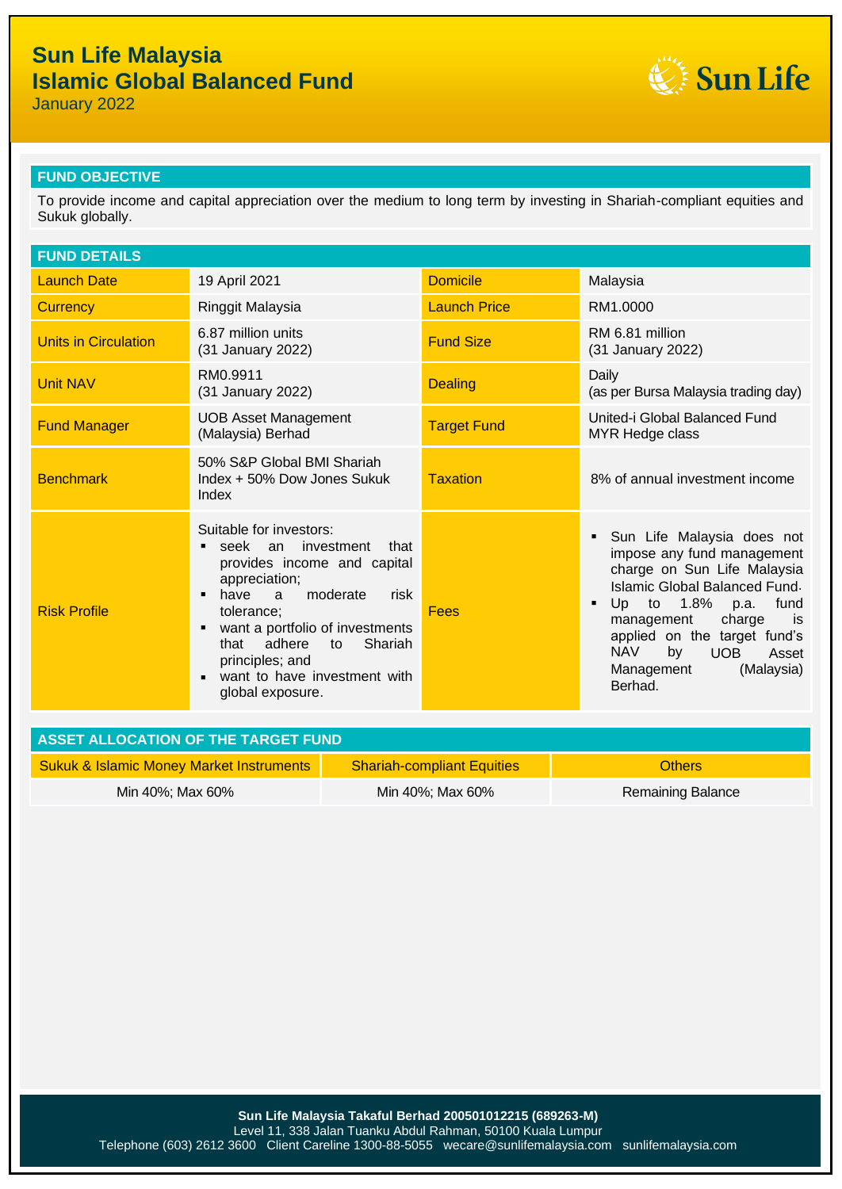# Sun Life Malaysia
# Islamic Global Balanced Fund

January 2022

## FUND OBJECTIVE

To provide income and capital appreciation over the medium to long term by investing in Shariah-compliant equities and Sukuk globally.

## FUND DETAILS

| | | | |
|---|---|---|---|
| Launch Date | 19 April 2021 | Domicile | Malaysia |
| Currency | Ringgit Malaysia | Launch Price | RM1.0000 |
| Units in Circulation | 6.87 million units (31 January 2022) | Fund Size | RM 6.81 million (31 January 2022) |
| Unit NAV | RM0.9911 (31 January 2022) | Dealing | Daily (as per Bursa Malaysia trading day) |
| Fund Manager | UOB Asset Management (Malaysia) Berhad | Target Fund | United-i Global Balanced Fund MYR Hedge class |
| Benchmark | 50% S&P Global BMI Shariah Index + 50% Dow Jones Sukuk Index | Taxation | 8% of annual investment income |
| Risk Profile | Suitable for investors:<br>▪ seek an investment that provides income and capital appreciation;<br>▪ have a moderate risk tolerance;<br>▪ want a portfolio of investments that adhere to Shariah principles; and<br>▪ want to have investment with global exposure. | Fees | ▪ Sun Life Malaysia does not impose any fund management charge on Sun Life Malaysia Islamic Global Balanced Fund.<br>▪ Up to 1.8% p.a. fund management charge is applied on the target fund's NAV by UOB Asset Management (Malaysia) Berhad. |

## ASSET ALLOCATION OF THE TARGET FUND

| Sukuk & Islamic Money Market Instruments | Shariah-compliant Equities | Others |
|---|---|---|
| Min 40%; Max 60% | Min 40%; Max 60% | Remaining Balance |

**Sun Life Malaysia Takaful Berhad 200501012215 (689263-M)**
Level 11, 338 Jalan Tuanku Abdul Rahman, 50100 Kuala Lumpur
Telephone (603) 2612 3600 Client Careline 1300-88-5055 wecare@sunlifemalaysia.com sunlifemalaysia.com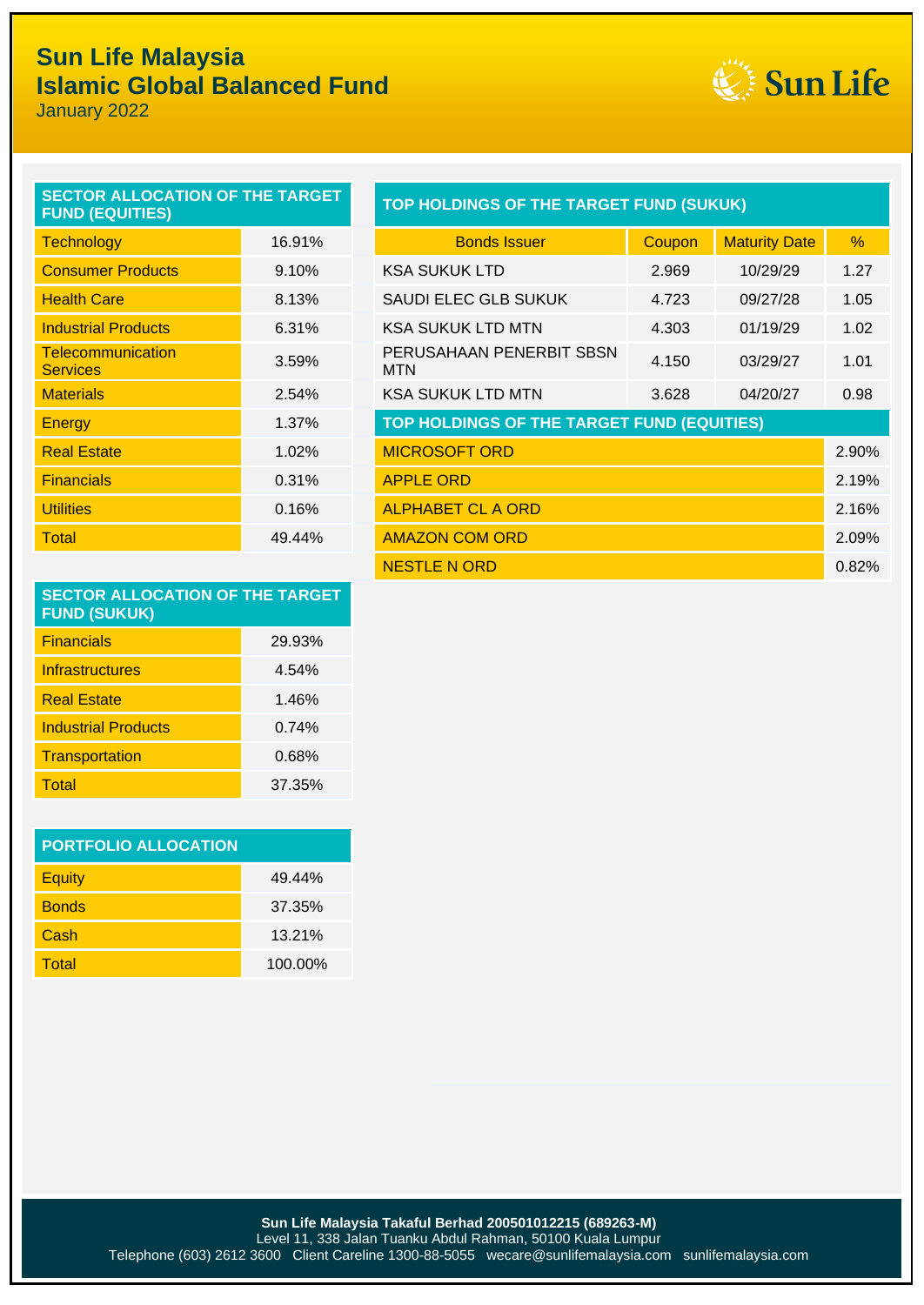# Sun Life Malaysia
# Islamic Global Balanced Fund

January 2022

## SECTOR ALLOCATION OF THE TARGET FUND (EQUITIES)

| | |
|---|---|
| Technology | 16.91% |
| Consumer Products | 9.10% |
| Health Care | 8.13% |
| Industrial Products | 6.31% |
| Telecommunication Services | 3.59% |
| Materials | 2.54% |
| Energy | 1.37% |
| Real Estate | 1.02% |
| Financials | 0.31% |
| Utilities | 0.16% |
| Total | 49.44% |

## SECTOR ALLOCATION OF THE TARGET FUND (SUKUK)

| | |
|---|---|
| Financials | 29.93% |
| Infrastructures | 4.54% |
| Real Estate | 1.46% |
| Industrial Products | 0.74% |
| Transportation | 0.68% |
| Total | 37.35% |

## PORTFOLIO ALLOCATION

| | |
|---|---|
| Equity | 49.44% |
| Bonds | 37.35% |
| Cash | 13.21% |
| Total | 100.00% |

## TOP HOLDINGS OF THE TARGET FUND (SUKUK)

| Bonds Issuer | Coupon | Maturity Date | % |
|---|---|---|---|
| KSA SUKUK LTD | 2.969 | 10/29/29 | 1.27 |
| SAUDI ELEC GLB SUKUK | 4.723 | 09/27/28 | 1.05 |
| KSA SUKUK LTD MTN | 4.303 | 01/19/29 | 1.02 |
| PERUSAHAAN PENERBIT SBSN MTN | 4.150 | 03/29/27 | 1.01 |
| KSA SUKUK LTD MTN | 3.628 | 04/20/27 | 0.98 |

## TOP HOLDINGS OF THE TARGET FUND (EQUITIES)

| | |
|---|---|
| MICROSOFT ORD | 2.90% |
| APPLE ORD | 2.19% |
| ALPHABET CL A ORD | 2.16% |
| AMAZON COM ORD | 2.09% |
| NESTLE N ORD | 0.82% |

**Sun Life Malaysia Takaful Berhad 200501012215 (689263-M)**
Level 11, 338 Jalan Tuanku Abdul Rahman, 50100 Kuala Lumpur
Telephone (603) 2612 3600 Client Careline 1300-88-5055 wecare@sunlifemalaysia.com sunlifemalaysia.com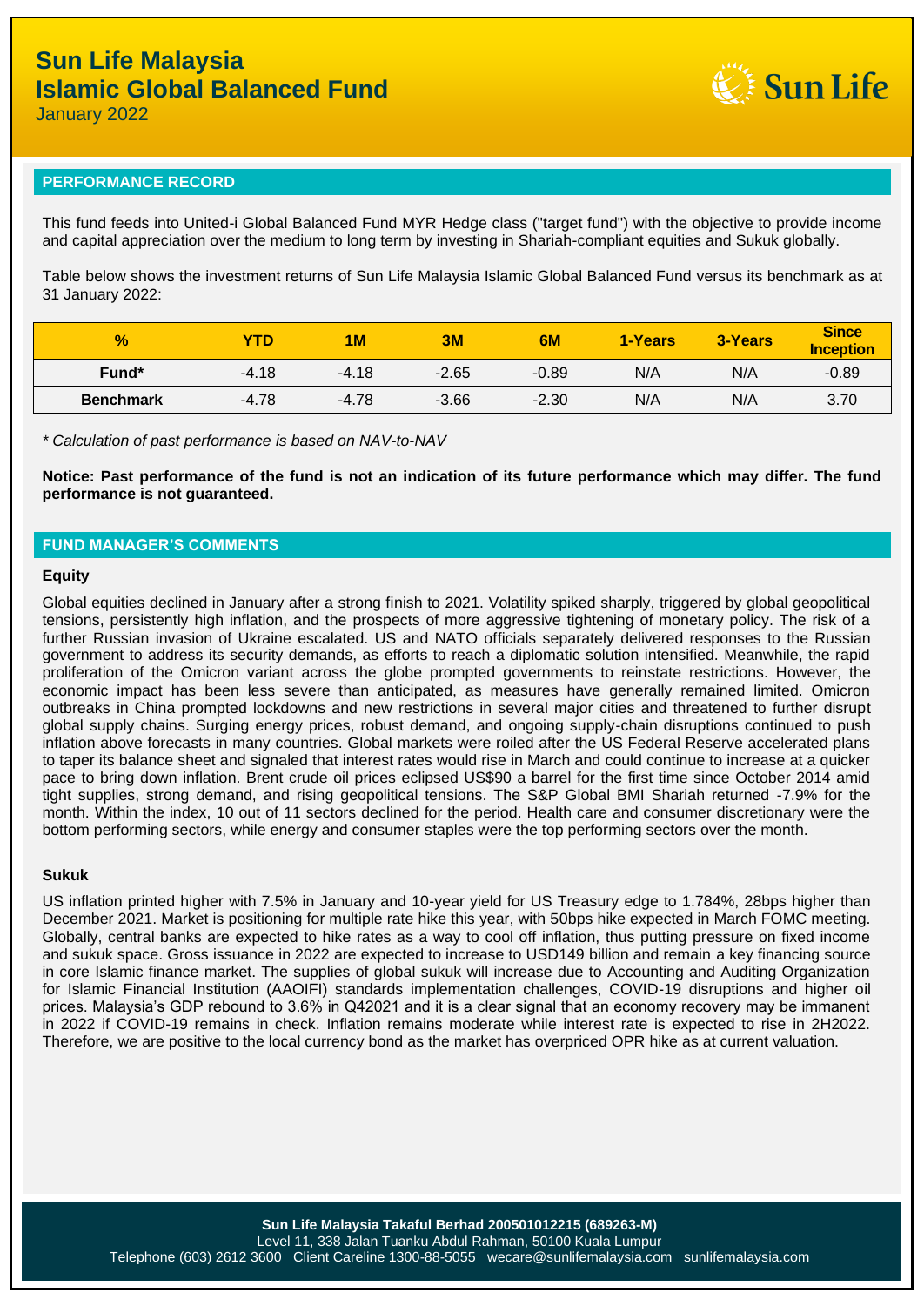# Sun Life Malaysia
# Islamic Global Balanced Fund

January 2022

## PERFORMANCE RECORD

This fund feeds into United-i Global Balanced Fund MYR Hedge class ("target fund") with the objective to provide income and capital appreciation over the medium to long term by investing in Shariah-compliant equities and Sukuk globally.

Table below shows the investment returns of Sun Life Malaysia Islamic Global Balanced Fund versus its benchmark as at 31 January 2022:

| % | YTD | 1M | 3M | 6M | 1-Years | 3-Years | Since Inception |
|---|---|---|---|---|---|---|---|
| Fund* | -4.18 | -4.18 | -2.65 | -0.89 | N/A | N/A | -0.89 |
| Benchmark | -4.78 | -4.78 | -3.66 | -2.30 | N/A | N/A | 3.70 |

*\* Calculation of past performance is based on NAV-to-NAV*

**Notice: Past performance of the fund is not an indication of its future performance which may differ. The fund performance is not guaranteed.**

## FUND MANAGER'S COMMENTS

### Equity

Global equities declined in January after a strong finish to 2021. Volatility spiked sharply, triggered by global geopolitical tensions, persistently high inflation, and the prospects of more aggressive tightening of monetary policy. The risk of a further Russian invasion of Ukraine escalated. US and NATO officials separately delivered responses to the Russian government to address its security demands, as efforts to reach a diplomatic solution intensified. Meanwhile, the rapid proliferation of the Omicron variant across the globe prompted governments to reinstate restrictions. However, the economic impact has been less severe than anticipated, as measures have generally remained limited. Omicron outbreaks in China prompted lockdowns and new restrictions in several major cities and threatened to further disrupt global supply chains. Surging energy prices, robust demand, and ongoing supply-chain disruptions continued to push inflation above forecasts in many countries. Global markets were roiled after the US Federal Reserve accelerated plans to taper its balance sheet and signaled that interest rates would rise in March and could continue to increase at a quicker pace to bring down inflation. Brent crude oil prices eclipsed US$90 a barrel for the first time since October 2014 amid tight supplies, strong demand, and rising geopolitical tensions. The S&P Global BMI Shariah returned -7.9% for the month. Within the index, 10 out of 11 sectors declined for the period. Health care and consumer discretionary were the bottom performing sectors, while energy and consumer staples were the top performing sectors over the month.

### Sukuk

US inflation printed higher with 7.5% in January and 10-year yield for US Treasury edge to 1.784%, 28bps higher than December 2021. Market is positioning for multiple rate hike this year, with 50bps hike expected in March FOMC meeting. Globally, central banks are expected to hike rates as a way to cool off inflation, thus putting pressure on fixed income and sukuk space. Gross issuance in 2022 are expected to increase to USD149 billion and remain a key financing source in core Islamic finance market. The supplies of global sukuk will increase due to Accounting and Auditing Organization for Islamic Financial Institution (AAOIFI) standards implementation challenges, COVID-19 disruptions and higher oil prices. Malaysia's GDP rebound to 3.6% in Q42021 and it is a clear signal that an economy recovery may be immanent in 2022 if COVID-19 remains in check. Inflation remains moderate while interest rate is expected to rise in 2H2022. Therefore, we are positive to the local currency bond as the market has overpriced OPR hike as at current valuation.

**Sun Life Malaysia Takaful Berhad 200501012215 (689263-M)**
Level 11, 338 Jalan Tuanku Abdul Rahman, 50100 Kuala Lumpur
Telephone (603) 2612 3600 Client Careline 1300-88-5055 wecare@sunlifemalaysia.com sunlifemalaysia.com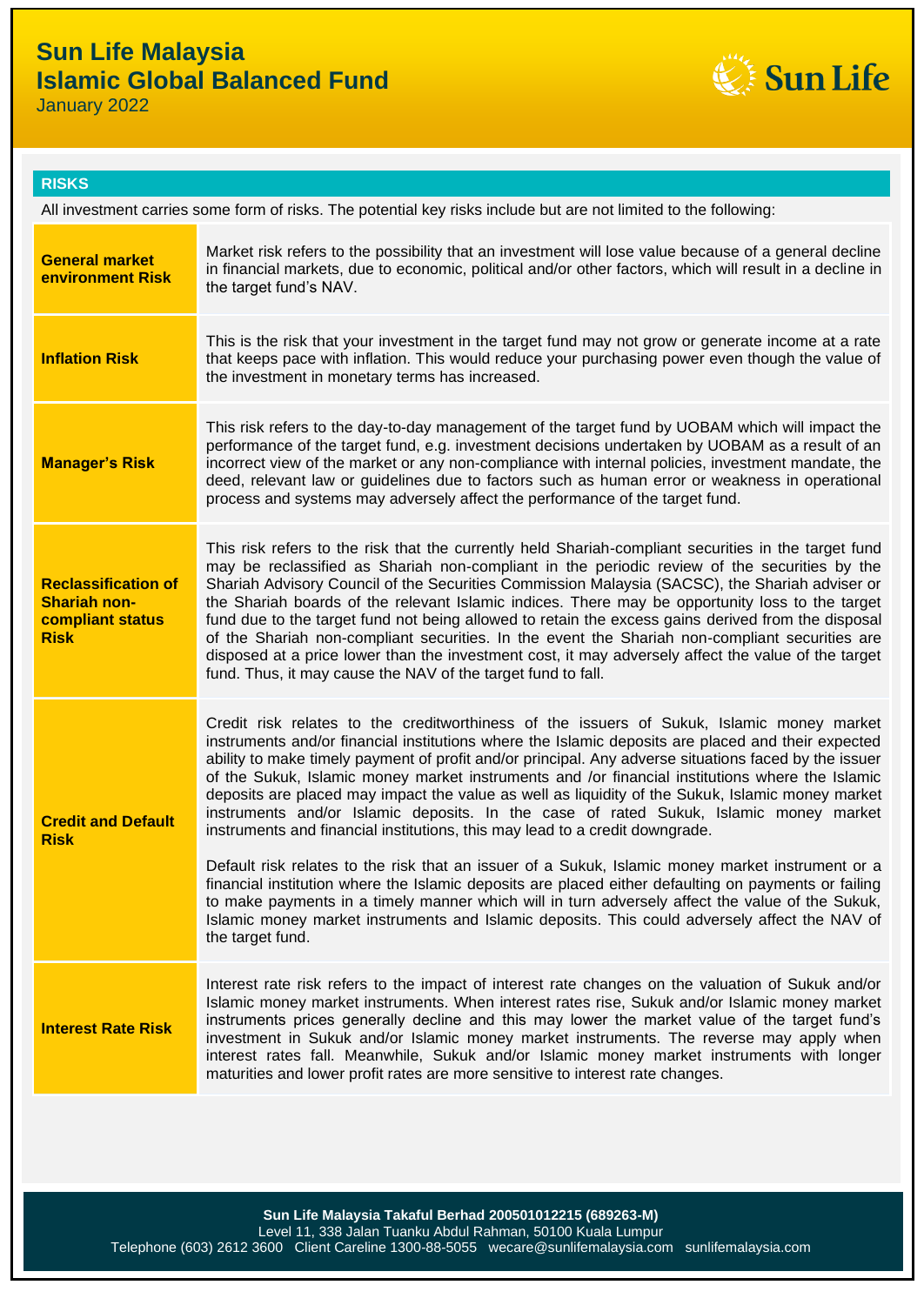# Sun Life Malaysia
# Islamic Global Balanced Fund

January 2022

## RISKS

All investment carries some form of risks. The potential key risks include but are not limited to the following:

| | |
|---|---|
| **General market environment Risk** | Market risk refers to the possibility that an investment will lose value because of a general decline in financial markets, due to economic, political and/or other factors, which will result in a decline in the target fund's NAV. |
| **Inflation Risk** | This is the risk that your investment in the target fund may not grow or generate income at a rate that keeps pace with inflation. This would reduce your purchasing power even though the value of the investment in monetary terms has increased. |
| **Manager's Risk** | This risk refers to the day-to-day management of the target fund by UOBAM which will impact the performance of the target fund, e.g. investment decisions undertaken by UOBAM as a result of an incorrect view of the market or any non-compliance with internal policies, investment mandate, the deed, relevant law or guidelines due to factors such as human error or weakness in operational process and systems may adversely affect the performance of the target fund. |
| **Reclassification of Shariah non-compliant status Risk** | This risk refers to the risk that the currently held Shariah-compliant securities in the target fund may be reclassified as Shariah non-compliant in the periodic review of the securities by the Shariah Advisory Council of the Securities Commission Malaysia (SACSC), the Shariah adviser or the Shariah boards of the relevant Islamic indices. There may be opportunity loss to the target fund due to the target fund not being allowed to retain the excess gains derived from the disposal of the Shariah non-compliant securities. In the event the Shariah non-compliant securities are disposed at a price lower than the investment cost, it may adversely affect the value of the target fund. Thus, it may cause the NAV of the target fund to fall. |
| **Credit and Default Risk** | Credit risk relates to the creditworthiness of the issuers of Sukuk, Islamic money market instruments and/or financial institutions where the Islamic deposits are placed and their expected ability to make timely payment of profit and/or principal. Any adverse situations faced by the issuer of the Sukuk, Islamic money market instruments and /or financial institutions where the Islamic deposits are placed may impact the value as well as liquidity of the Sukuk, Islamic money market instruments and/or Islamic deposits. In the case of rated Sukuk, Islamic money market instruments and financial institutions, this may lead to a credit downgrade.<br><br>Default risk relates to the risk that an issuer of a Sukuk, Islamic money market instrument or a financial institution where the Islamic deposits are placed either defaulting on payments or failing to make payments in a timely manner which will in turn adversely affect the value of the Sukuk, Islamic money market instruments and Islamic deposits. This could adversely affect the NAV of the target fund. |
| **Interest Rate Risk** | Interest rate risk refers to the impact of interest rate changes on the valuation of Sukuk and/or Islamic money market instruments. When interest rates rise, Sukuk and/or Islamic money market instruments prices generally decline and this may lower the market value of the target fund's investment in Sukuk and/or Islamic money market instruments. The reverse may apply when interest rates fall. Meanwhile, Sukuk and/or Islamic money market instruments with longer maturities and lower profit rates are more sensitive to interest rate changes. |

**Sun Life Malaysia Takaful Berhad 200501012215 (689263-M)**
Level 11, 338 Jalan Tuanku Abdul Rahman, 50100 Kuala Lumpur
Telephone (603) 2612 3600 Client Careline 1300-88-5055 wecare@sunlifemalaysia.com sunlifemalaysia.com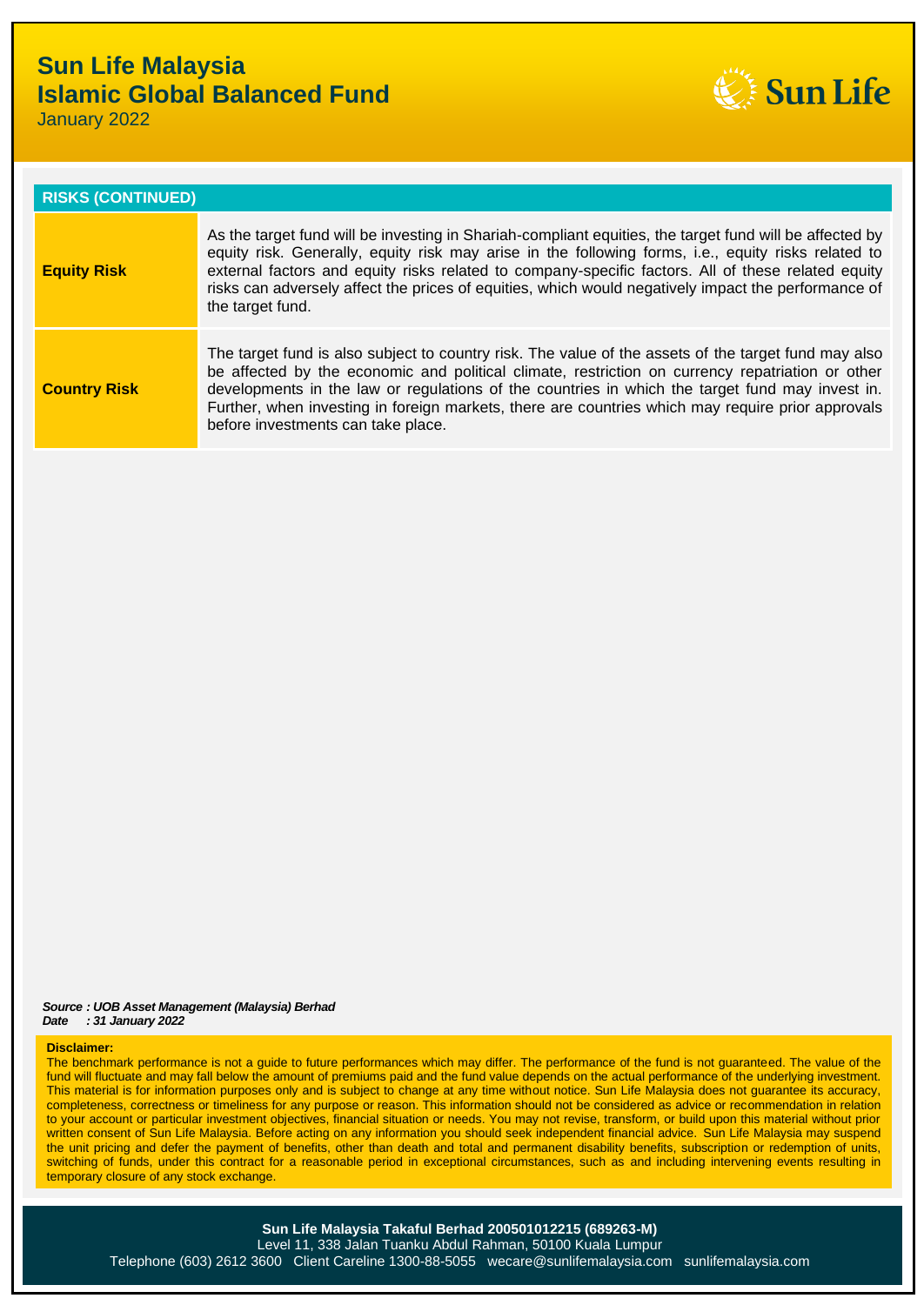# Sun Life Malaysia
# Islamic Global Balanced Fund

January 2022

## RISKS (CONTINUED)

| | |
|---|---|
| **Equity Risk** | As the target fund will be investing in Shariah-compliant equities, the target fund will be affected by equity risk. Generally, equity risk may arise in the following forms, i.e., equity risks related to external factors and equity risks related to company-specific factors. All of these related equity risks can adversely affect the prices of equities, which would negatively impact the performance of the target fund. |
| **Country Risk** | The target fund is also subject to country risk. The value of the assets of the target fund may also be affected by the economic and political climate, restriction on currency repatriation or other developments in the law or regulations of the countries in which the target fund may invest in. Further, when investing in foreign markets, there are countries which may require prior approvals before investments can take place. |

***Source : UOB Asset Management (Malaysia) Berhad***
***Date : 31 January 2022***

**Disclaimer:**
The benchmark performance is not a guide to future performances which may differ. The performance of the fund is not guaranteed. The value of the fund will fluctuate and may fall below the amount of premiums paid and the fund value depends on the actual performance of the underlying investment. This material is for information purposes only and is subject to change at any time without notice. Sun Life Malaysia does not guarantee its accuracy, completeness, correctness or timeliness for any purpose or reason. This information should not be considered as advice or recommendation in relation to your account or particular investment objectives, financial situation or needs. You may not revise, transform, or build upon this material without prior written consent of Sun Life Malaysia. Before acting on any information you should seek independent financial advice. Sun Life Malaysia may suspend the unit pricing and defer the payment of benefits, other than death and total and permanent disability benefits, subscription or redemption of units, switching of funds, under this contract for a reasonable period in exceptional circumstances, such as and including intervening events resulting in temporary closure of any stock exchange.

**Sun Life Malaysia Takaful Berhad 200501012215 (689263-M)**
Level 11, 338 Jalan Tuanku Abdul Rahman, 50100 Kuala Lumpur
Telephone (603) 2612 3600 Client Careline 1300-88-5055 wecare@sunlifemalaysia.com sunlifemalaysia.com